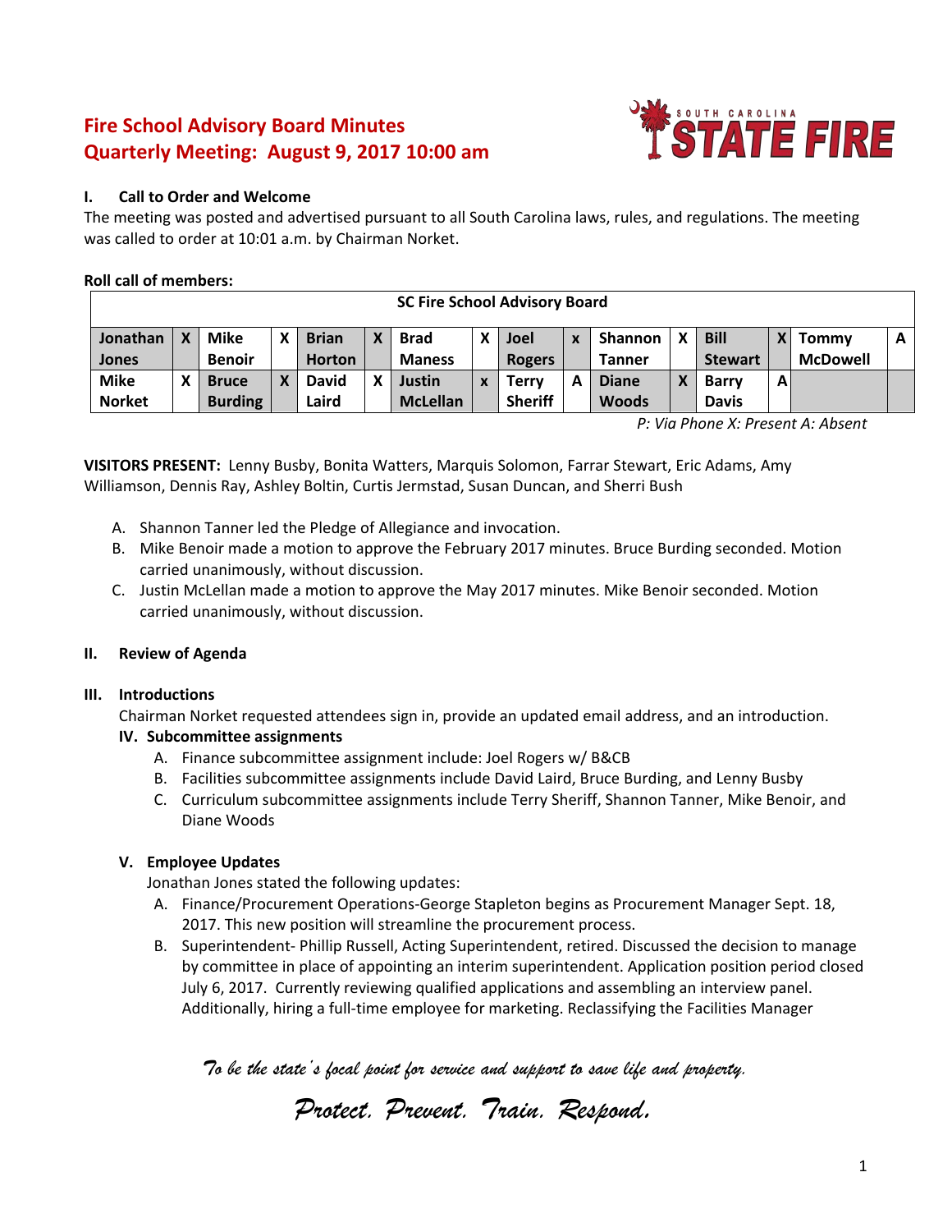# Fire School Advisory Board Minutes
# Quarterly Meeting: August 9, 2017 10:00 am

## I. Call to Order and Welcome

The meeting was posted and advertised pursuant to all South Carolina laws, rules, and regulations. The meeting was called to order at 10:01 a.m. by Chairman Norket.

**Roll call of members:**

| SC Fire School Advisory Board | | | | | | | | | | | | | | | |
|---|---|---|---|---|---|---|---|---|---|---|---|---|---|---|---|
| **Jonathan Jones** | X | **Mike Benoir** | X | **Brian Horton** | X | **Brad Maness** | X | **Joel Rogers** | x | **Shannon Tanner** | X | **Bill Stewart** | X | **Tommy McDowell** | A |
| **Mike Norket** | X | **Bruce Burding** | X | **David Laird** | X | **Justin McLellan** | x | **Terry Sheriff** | A | **Diane Woods** | X | **Barry Davis** | A | | |

*P: Via Phone X: Present A: Absent*

**VISITORS PRESENT:** Lenny Busby, Bonita Watters, Marquis Solomon, Farrar Stewart, Eric Adams, Amy Williamson, Dennis Ray, Ashley Boltin, Curtis Jermstad, Susan Duncan, and Sherri Bush

A. Shannon Tanner led the Pledge of Allegiance and invocation.
B. Mike Benoir made a motion to approve the February 2017 minutes. Bruce Burding seconded. Motion carried unanimously, without discussion.
C. Justin McLellan made a motion to approve the May 2017 minutes. Mike Benoir seconded. Motion carried unanimously, without discussion.

## II. Review of Agenda

## III. Introductions

Chairman Norket requested attendees sign in, provide an updated email address, and an introduction.

## IV. Subcommittee assignments

A. Finance subcommittee assignment include: Joel Rogers w/ B&CB
B. Facilities subcommittee assignments include David Laird, Bruce Burding, and Lenny Busby
C. Curriculum subcommittee assignments include Terry Sheriff, Shannon Tanner, Mike Benoir, and Diane Woods

## V. Employee Updates

Jonathan Jones stated the following updates:

A. Finance/Procurement Operations-George Stapleton begins as Procurement Manager Sept. 18, 2017. This new position will streamline the procurement process.
B. Superintendent- Phillip Russell, Acting Superintendent, retired. Discussed the decision to manage by committee in place of appointing an interim superintendent. Application position period closed July 6, 2017. Currently reviewing qualified applications and assembling an interview panel. Additionally, hiring a full-time employee for marketing. Reclassifying the Facilities Manager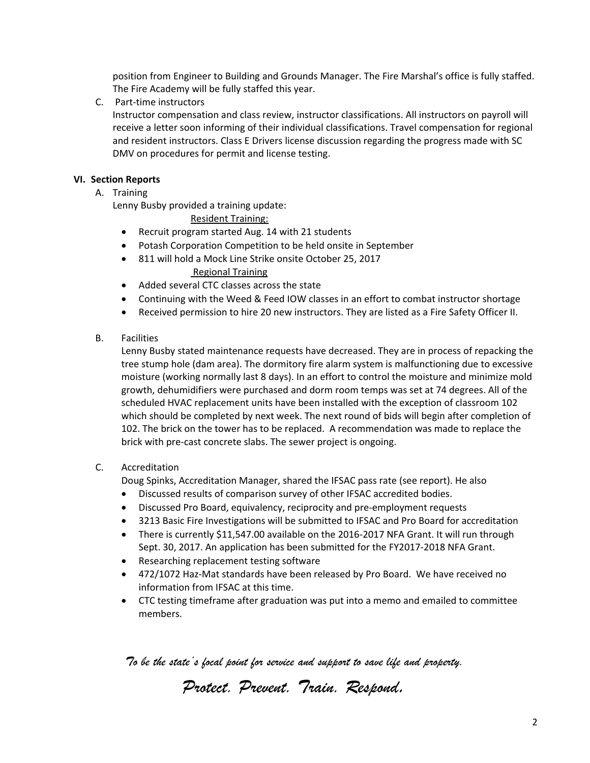position from Engineer to Building and Grounds Manager. The Fire Marshal's office is fully staffed. The Fire Academy will be fully staffed this year.

C. Part-time instructors

Instructor compensation and class review, instructor classifications. All instructors on payroll will receive a letter soon informing of their individual classifications. Travel compensation for regional and resident instructors. Class E Drivers license discussion regarding the progress made with SC DMV on procedures for permit and license testing.

**VI. Section Reports**

A. Training

Lenny Busby provided a training update:

Resident Training:

- Recruit program started Aug. 14 with 21 students
- Potash Corporation Competition to be held onsite in September
- 811 will hold a Mock Line Strike onsite October 25, 2017

Regional Training

- Added several CTC classes across the state
- Continuing with the Weed & Feed IOW classes in an effort to combat instructor shortage
- Received permission to hire 20 new instructors. They are listed as a Fire Safety Officer II.

B. Facilities

Lenny Busby stated maintenance requests have decreased. They are in process of repacking the tree stump hole (dam area). The dormitory fire alarm system is malfunctioning due to excessive moisture (working normally last 8 days). In an effort to control the moisture and minimize mold growth, dehumidifiers were purchased and dorm room temps was set at 74 degrees. All of the scheduled HVAC replacement units have been installed with the exception of classroom 102 which should be completed by next week. The next round of bids will begin after completion of 102. The brick on the tower has to be replaced. A recommendation was made to replace the brick with pre-cast concrete slabs. The sewer project is ongoing.

C. Accreditation

Doug Spinks, Accreditation Manager, shared the IFSAC pass rate (see report). He also

- Discussed results of comparison survey of other IFSAC accredited bodies.
- Discussed Pro Board, equivalency, reciprocity and pre-employment requests
- 3213 Basic Fire Investigations will be submitted to IFSAC and Pro Board for accreditation
- There is currently $11,547.00 available on the 2016-2017 NFA Grant. It will run through Sept. 30, 2017. An application has been submitted for the FY2017-2018 NFA Grant.
- Researching replacement testing software
- 472/1072 Haz-Mat standards have been released by Pro Board. We have received no information from IFSAC at this time.
- CTC testing timeframe after graduation was put into a memo and emailed to committee members.

*To be the state's focal point for service and support to save life and property.*

*Protect. Prevent. Train. Respond.*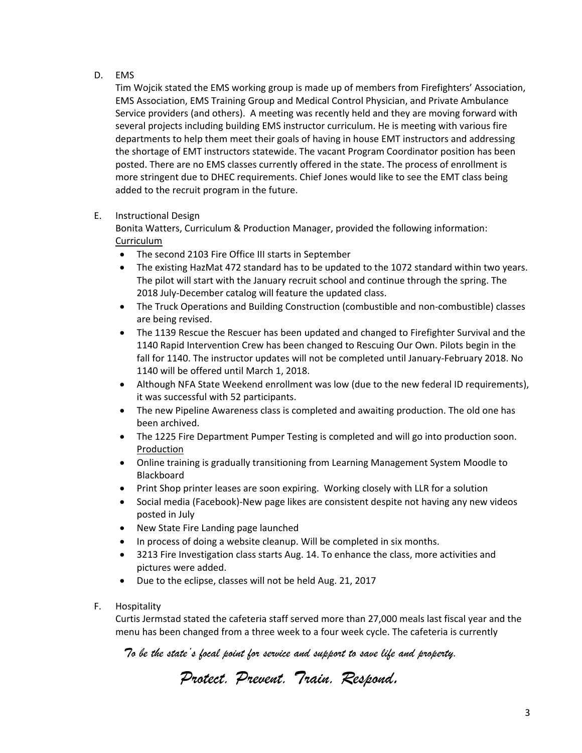D. EMS

Tim Wojcik stated the EMS working group is made up of members from Firefighters' Association, EMS Association, EMS Training Group and Medical Control Physician, and Private Ambulance Service providers (and others). A meeting was recently held and they are moving forward with several projects including building EMS instructor curriculum. He is meeting with various fire departments to help them meet their goals of having in house EMT instructors and addressing the shortage of EMT instructors statewide. The vacant Program Coordinator position has been posted. There are no EMS classes currently offered in the state. The process of enrollment is more stringent due to DHEC requirements. Chief Jones would like to see the EMT class being added to the recruit program in the future.

E. Instructional Design

Bonita Watters, Curriculum & Production Manager, provided the following information:

Curriculum

- The second 2103 Fire Office III starts in September
- The existing HazMat 472 standard has to be updated to the 1072 standard within two years. The pilot will start with the January recruit school and continue through the spring. The 2018 July-December catalog will feature the updated class.
- The Truck Operations and Building Construction (combustible and non-combustible) classes are being revised.
- The 1139 Rescue the Rescuer has been updated and changed to Firefighter Survival and the 1140 Rapid Intervention Crew has been changed to Rescuing Our Own. Pilots begin in the fall for 1140. The instructor updates will not be completed until January-February 2018. No 1140 will be offered until March 1, 2018.
- Although NFA State Weekend enrollment was low (due to the new federal ID requirements), it was successful with 52 participants.
- The new Pipeline Awareness class is completed and awaiting production. The old one has been archived.
- The 1225 Fire Department Pumper Testing is completed and will go into production soon.

Production

- Online training is gradually transitioning from Learning Management System Moodle to Blackboard
- Print Shop printer leases are soon expiring. Working closely with LLR for a solution
- Social media (Facebook)-New page likes are consistent despite not having any new videos posted in July
- New State Fire Landing page launched
- In process of doing a website cleanup. Will be completed in six months.
- 3213 Fire Investigation class starts Aug. 14. To enhance the class, more activities and pictures were added.
- Due to the eclipse, classes will not be held Aug. 21, 2017

F. Hospitality

Curtis Jermstad stated the cafeteria staff served more than 27,000 meals last fiscal year and the menu has been changed from a three week to a four week cycle. The cafeteria is currently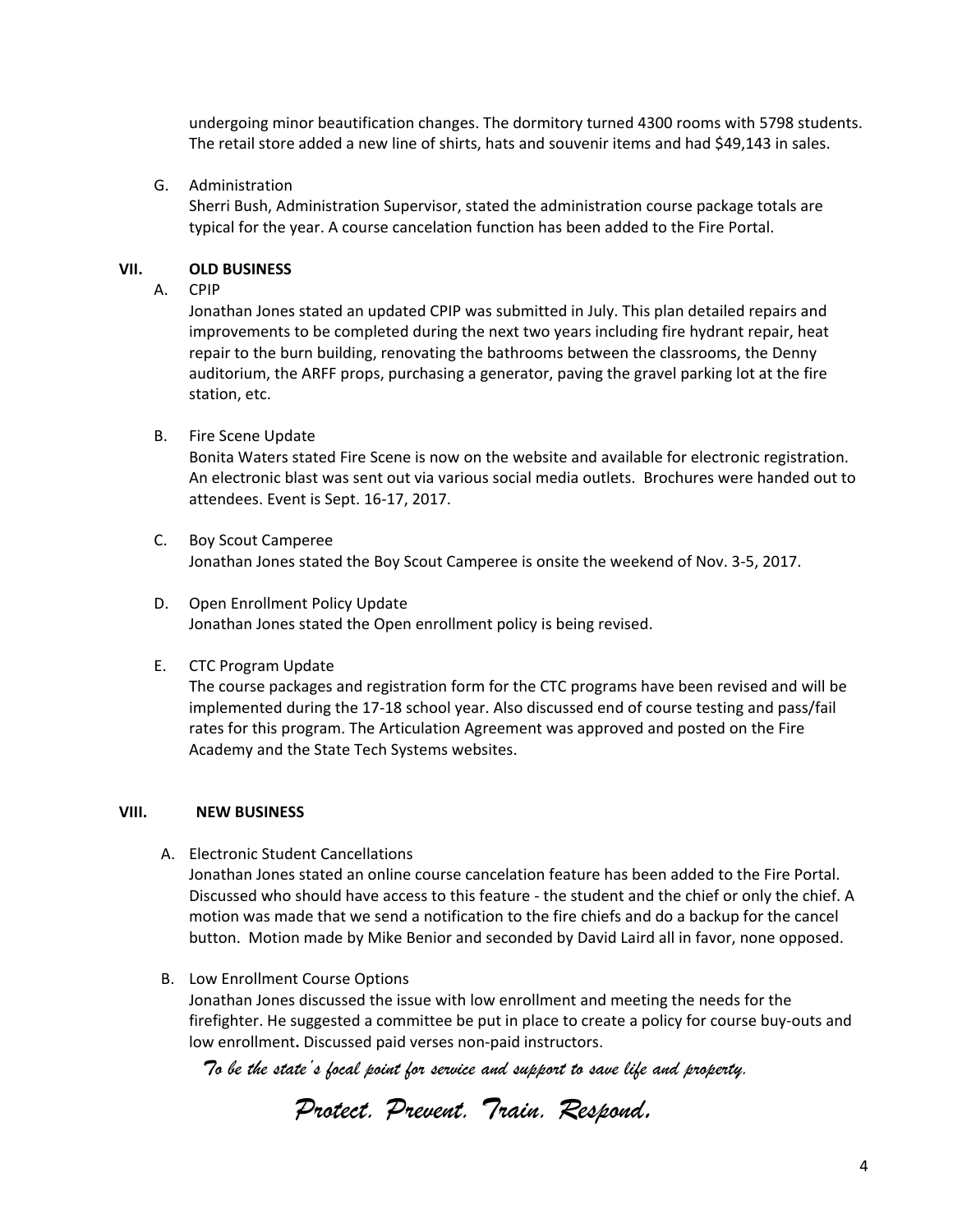undergoing minor beautification changes. The dormitory turned 4300 rooms with 5798 students. The retail store added a new line of shirts, hats and souvenir items and had $49,143 in sales.

G. Administration
   Sherri Bush, Administration Supervisor, stated the administration course package totals are typical for the year. A course cancelation function has been added to the Fire Portal.

## VII. OLD BUSINESS

A. CPIP
   Jonathan Jones stated an updated CPIP was submitted in July. This plan detailed repairs and improvements to be completed during the next two years including fire hydrant repair, heat repair to the burn building, renovating the bathrooms between the classrooms, the Denny auditorium, the ARFF props, purchasing a generator, paving the gravel parking lot at the fire station, etc.

B. Fire Scene Update
   Bonita Waters stated Fire Scene is now on the website and available for electronic registration. An electronic blast was sent out via various social media outlets. Brochures were handed out to attendees. Event is Sept. 16-17, 2017.

C. Boy Scout Camperee
   Jonathan Jones stated the Boy Scout Camperee is onsite the weekend of Nov. 3-5, 2017.

D. Open Enrollment Policy Update
   Jonathan Jones stated the Open enrollment policy is being revised.

E. CTC Program Update
   The course packages and registration form for the CTC programs have been revised and will be implemented during the 17-18 school year. Also discussed end of course testing and pass/fail rates for this program. The Articulation Agreement was approved and posted on the Fire Academy and the State Tech Systems websites.

## VIII. NEW BUSINESS

A. Electronic Student Cancellations
   Jonathan Jones stated an online course cancelation feature has been added to the Fire Portal. Discussed who should have access to this feature - the student and the chief or only the chief. A motion was made that we send a notification to the fire chiefs and do a backup for the cancel button. Motion made by Mike Benior and seconded by David Laird all in favor, none opposed.

B. Low Enrollment Course Options
   Jonathan Jones discussed the issue with low enrollment and meeting the needs for the firefighter. He suggested a committee be put in place to create a policy for course buy-outs and low enrollment**.** Discussed paid verses non-paid instructors.

*To be the state's focal point for service and support to save life and property.*

*Protect. Prevent. Train. Respond.*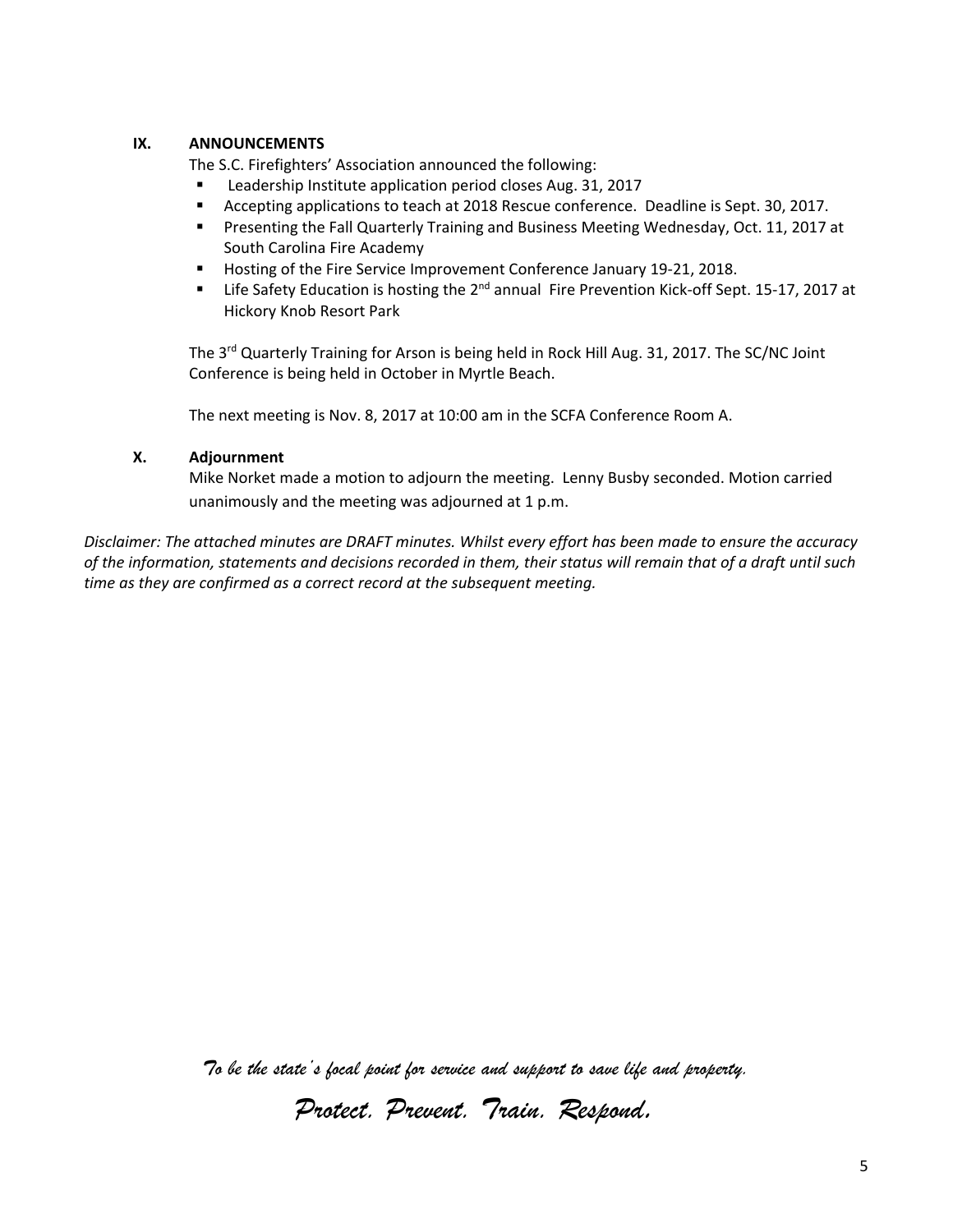## IX. ANNOUNCEMENTS

The S.C. Firefighters' Association announced the following:

- Leadership Institute application period closes Aug. 31, 2017
- Accepting applications to teach at 2018 Rescue conference. Deadline is Sept. 30, 2017.
- Presenting the Fall Quarterly Training and Business Meeting Wednesday, Oct. 11, 2017 at South Carolina Fire Academy
- Hosting of the Fire Service Improvement Conference January 19-21, 2018.
- Life Safety Education is hosting the 2nd annual Fire Prevention Kick-off Sept. 15-17, 2017 at Hickory Knob Resort Park

The 3rd Quarterly Training for Arson is being held in Rock Hill Aug. 31, 2017. The SC/NC Joint Conference is being held in October in Myrtle Beach.

The next meeting is Nov. 8, 2017 at 10:00 am in the SCFA Conference Room A.

## X. Adjournment

Mike Norket made a motion to adjourn the meeting. Lenny Busby seconded. Motion carried unanimously and the meeting was adjourned at 1 p.m.

*Disclaimer: The attached minutes are DRAFT minutes. Whilst every effort has been made to ensure the accuracy of the information, statements and decisions recorded in them, their status will remain that of a draft until such time as they are confirmed as a correct record at the subsequent meeting.*

*To be the state's focal point for service and support to save life and property.*

*Protect. Prevent. Train. Respond.*